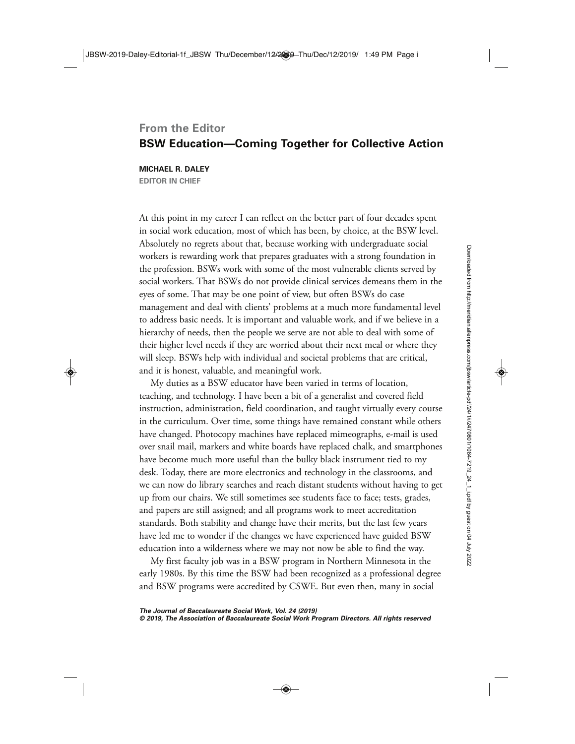## From the Editor

# BSW Education—Coming Together for Collective Action

**MICHAEL R. DALEY**

**EDITOR IN CHIEF**

At this point in my career I can reflect on the better part of four decades spent in social work education, most of which has been, by choice, at the BSW level. Absolutely no regrets about that, because working with undergraduate social workers is rewarding work that prepares graduates with a strong foundation in the profession. BSWs work with some of the most vulnerable clients served by social workers. That BSWs do not provide clinical services demeans them in the eyes of some. That may be one point of view, but often BSWs do case management and deal with clients' problems at a much more fundamental level to address basic needs. It is important and valuable work, and if we believe in a hierarchy of needs, then the people we serve are not able to deal with some of their higher level needs if they are worried about their next meal or where they will sleep. BSWs help with individual and societal problems that are critical, and it is honest, valuable, and meaningful work.

My duties as a BSW educator have been varied in terms of location, teaching, and technology. I have been a bit of a generalist and covered field instruction, administration, field coordination, and taught virtually every course in the curriculum. Over time, some things have remained constant while others have changed. Photocopy machines have replaced mimeographs, e-mail is used over snail mail, markers and white boards have replaced chalk, and smartphones have become much more useful than the bulky black instrument tied to my desk. Today, there are more electronics and technology in the classrooms, and we can now do library searches and reach distant students without having to get up from our chairs. We still sometimes see students face to face; tests, grades, and papers are still assigned; and all programs work to meet accreditation standards. Both stability and change have their merits, but the last few years have led me to wonder if the changes we have experienced have guided BSW education into a wilderness where we may not now be able to find the way.

My first faculty job was in a BSW program in Northern Minnesota in the early 1980s. By this time the BSW had been recognized as a professional degree and BSW programs were accredited by CSWE. But even then, many in social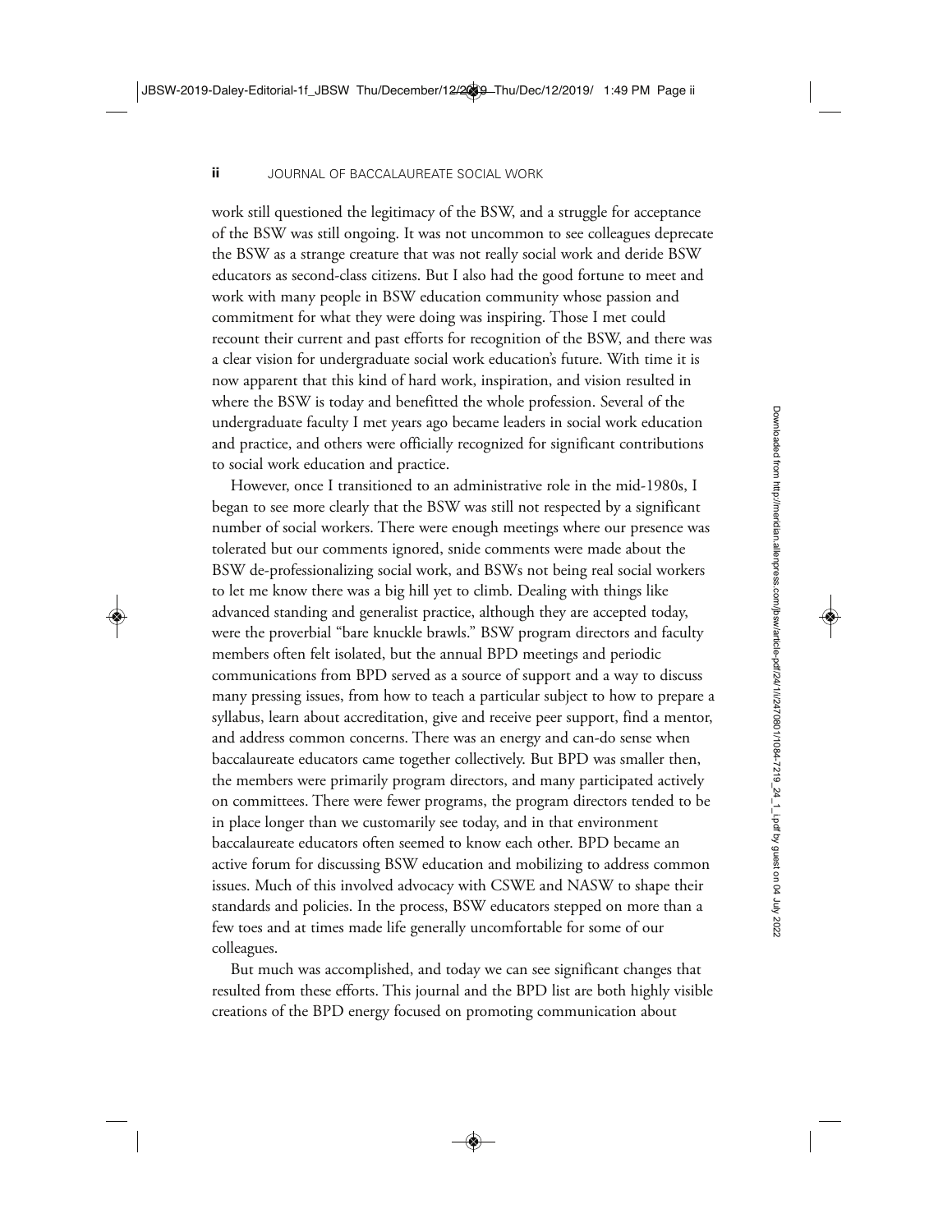work still questioned the legitimacy of the BSW, and a struggle for acceptance of the BSW was still ongoing. It was not uncommon to see colleagues deprecate the BSW as a strange creature that was not really social work and deride BSW educators as second-class citizens. But I also had the good fortune to meet and work with many people in BSW education community whose passion and commitment for what they were doing was inspiring. Those I met could recount their current and past efforts for recognition of the BSW, and there was a clear vision for undergraduate social work education's future. With time it is now apparent that this kind of hard work, inspiration, and vision resulted in where the BSW is today and benefitted the whole profession. Several of the undergraduate faculty I met years ago became leaders in social work education and practice, and others were officially recognized for significant contributions to social work education and practice.

However, once I transitioned to an administrative role in the mid-1980s, I began to see more clearly that the BSW was still not respected by a significant number of social workers. There were enough meetings where our presence was tolerated but our comments ignored, snide comments were made about the BSW de-professionalizing social work, and BSWs not being real social workers to let me know there was a big hill yet to climb. Dealing with things like advanced standing and generalist practice, although they are accepted today, were the proverbial "bare knuckle brawls." BSW program directors and faculty members often felt isolated, but the annual BPD meetings and periodic communications from BPD served as a source of support and a way to discuss many pressing issues, from how to teach a particular subject to how to prepare a syllabus, learn about accreditation, give and receive peer support, find a mentor, and address common concerns. There was an energy and can-do sense when baccalaureate educators came together collectively. But BPD was smaller then, the members were primarily program directors, and many participated actively on committees. There were fewer programs, the program directors tended to be in place longer than we customarily see today, and in that environment baccalaureate educators often seemed to know each other. BPD became an active forum for discussing BSW education and mobilizing to address common issues. Much of this involved advocacy with CSWE and NASW to shape their standards and policies. In the process, BSW educators stepped on more than a few toes and at times made life generally uncomfortable for some of our colleagues.

But much was accomplished, and today we can see significant changes that resulted from these efforts. This journal and the BPD list are both highly visible creations of the BPD energy focused on promoting communication about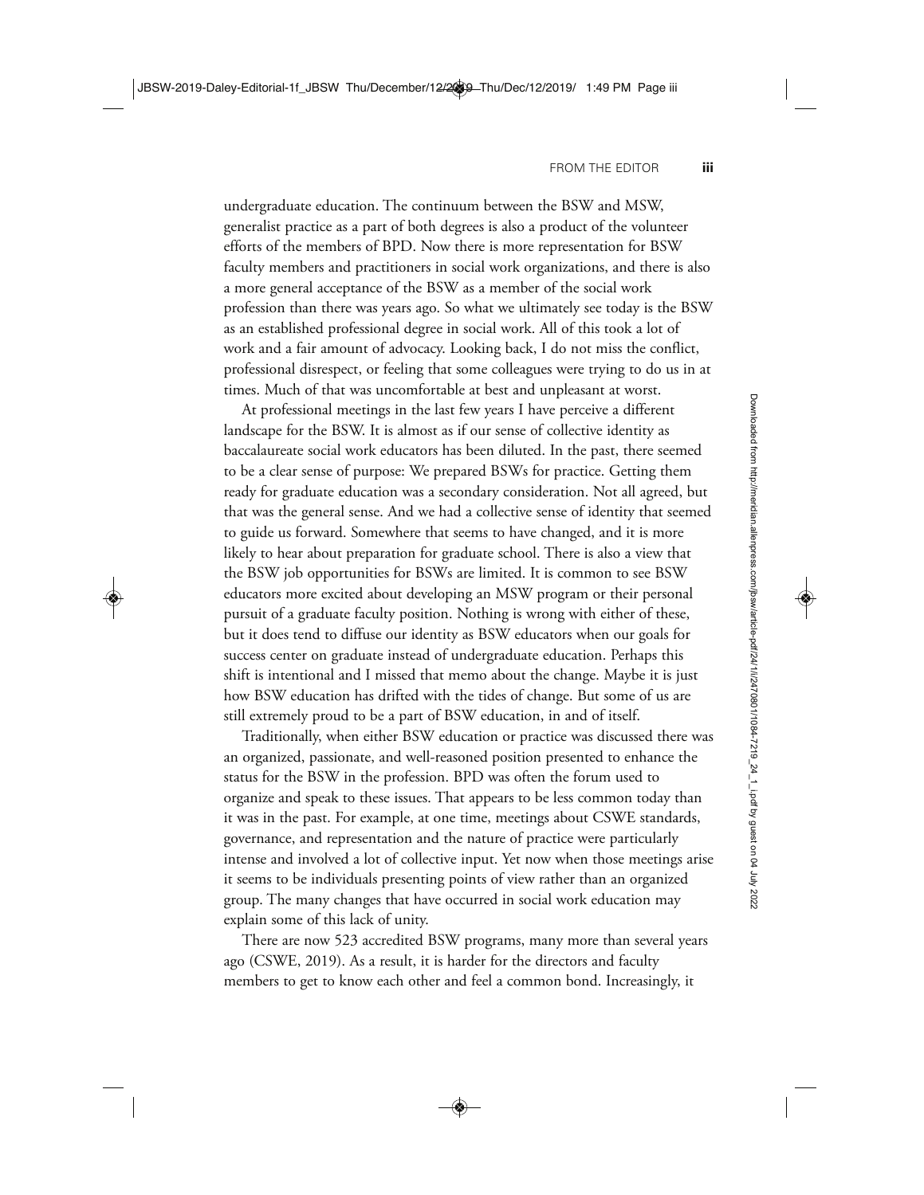undergraduate education. The continuum between the BSW and MSW, generalist practice as a part of both degrees is also a product of the volunteer efforts of the members of BPD. Now there is more representation for BSW faculty members and practitioners in social work organizations, and there is also a more general acceptance of the BSW as a member of the social work profession than there was years ago. So what we ultimately see today is the BSW as an established professional degree in social work. All of this took a lot of work and a fair amount of advocacy. Looking back, I do not miss the conflict, professional disrespect, or feeling that some colleagues were trying to do us in at times. Much of that was uncomfortable at best and unpleasant at worst.

At professional meetings in the last few years I have perceive a different landscape for the BSW. It is almost as if our sense of collective identity as baccalaureate social work educators has been diluted. In the past, there seemed to be a clear sense of purpose: We prepared BSWs for practice. Getting them ready for graduate education was a secondary consideration. Not all agreed, but that was the general sense. And we had a collective sense of identity that seemed to guide us forward. Somewhere that seems to have changed, and it is more likely to hear about preparation for graduate school. There is also a view that the BSW job opportunities for BSWs are limited. It is common to see BSW educators more excited about developing an MSW program or their personal pursuit of a graduate faculty position. Nothing is wrong with either of these, but it does tend to diffuse our identity as BSW educators when our goals for success center on graduate instead of undergraduate education. Perhaps this shift is intentional and I missed that memo about the change. Maybe it is just how BSW education has drifted with the tides of change. But some of us are still extremely proud to be a part of BSW education, in and of itself.

Traditionally, when either BSW education or practice was discussed there was an organized, passionate, and well-reasoned position presented to enhance the status for the BSW in the profession. BPD was often the forum used to organize and speak to these issues. That appears to be less common today than it was in the past. For example, at one time, meetings about CSWE standards, governance, and representation and the nature of practice were particularly intense and involved a lot of collective input. Yet now when those meetings arise it seems to be individuals presenting points of view rather than an organized group. The many changes that have occurred in social work education may explain some of this lack of unity.

There are now 523 accredited BSW programs, many more than several years ago (CSWE, 2019). As a result, it is harder for the directors and faculty members to get to know each other and feel a common bond. Increasingly, it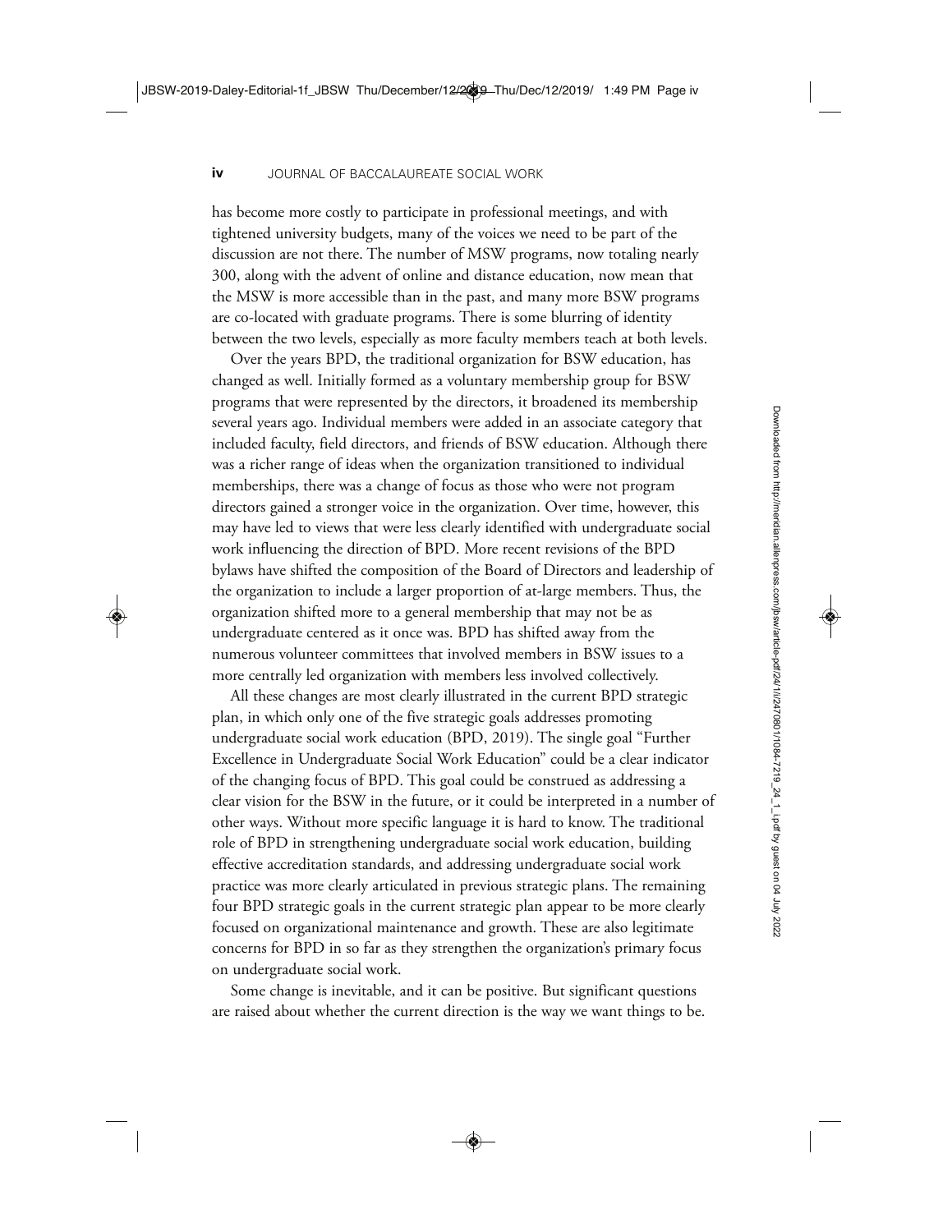has become more costly to participate in professional meetings, and with tightened university budgets, many of the voices we need to be part of the discussion are not there. The number of MSW programs, now totaling nearly 300, along with the advent of online and distance education, now mean that the MSW is more accessible than in the past, and many more BSW programs are co-located with graduate programs. There is some blurring of identity between the two levels, especially as more faculty members teach at both levels.

Over the years BPD, the traditional organization for BSW education, has changed as well. Initially formed as a voluntary membership group for BSW programs that were represented by the directors, it broadened its membership several years ago. Individual members were added in an associate category that included faculty, field directors, and friends of BSW education. Although there was a richer range of ideas when the organization transitioned to individual memberships, there was a change of focus as those who were not program directors gained a stronger voice in the organization. Over time, however, this may have led to views that were less clearly identified with undergraduate social work influencing the direction of BPD. More recent revisions of the BPD bylaws have shifted the composition of the Board of Directors and leadership of the organization to include a larger proportion of at-large members. Thus, the organization shifted more to a general membership that may not be as undergraduate centered as it once was. BPD has shifted away from the numerous volunteer committees that involved members in BSW issues to a more centrally led organization with members less involved collectively.

All these changes are most clearly illustrated in the current BPD strategic plan, in which only one of the five strategic goals addresses promoting undergraduate social work education (BPD, 2019). The single goal "Further Excellence in Undergraduate Social Work Education" could be a clear indicator of the changing focus of BPD. This goal could be construed as addressing a clear vision for the BSW in the future, or it could be interpreted in a number of other ways. Without more specific language it is hard to know. The traditional role of BPD in strengthening undergraduate social work education, building effective accreditation standards, and addressing undergraduate social work practice was more clearly articulated in previous strategic plans. The remaining four BPD strategic goals in the current strategic plan appear to be more clearly focused on organizational maintenance and growth. These are also legitimate concerns for BPD in so far as they strengthen the organization's primary focus on undergraduate social work.

Some change is inevitable, and it can be positive. But significant questions are raised about whether the current direction is the way we want things to be.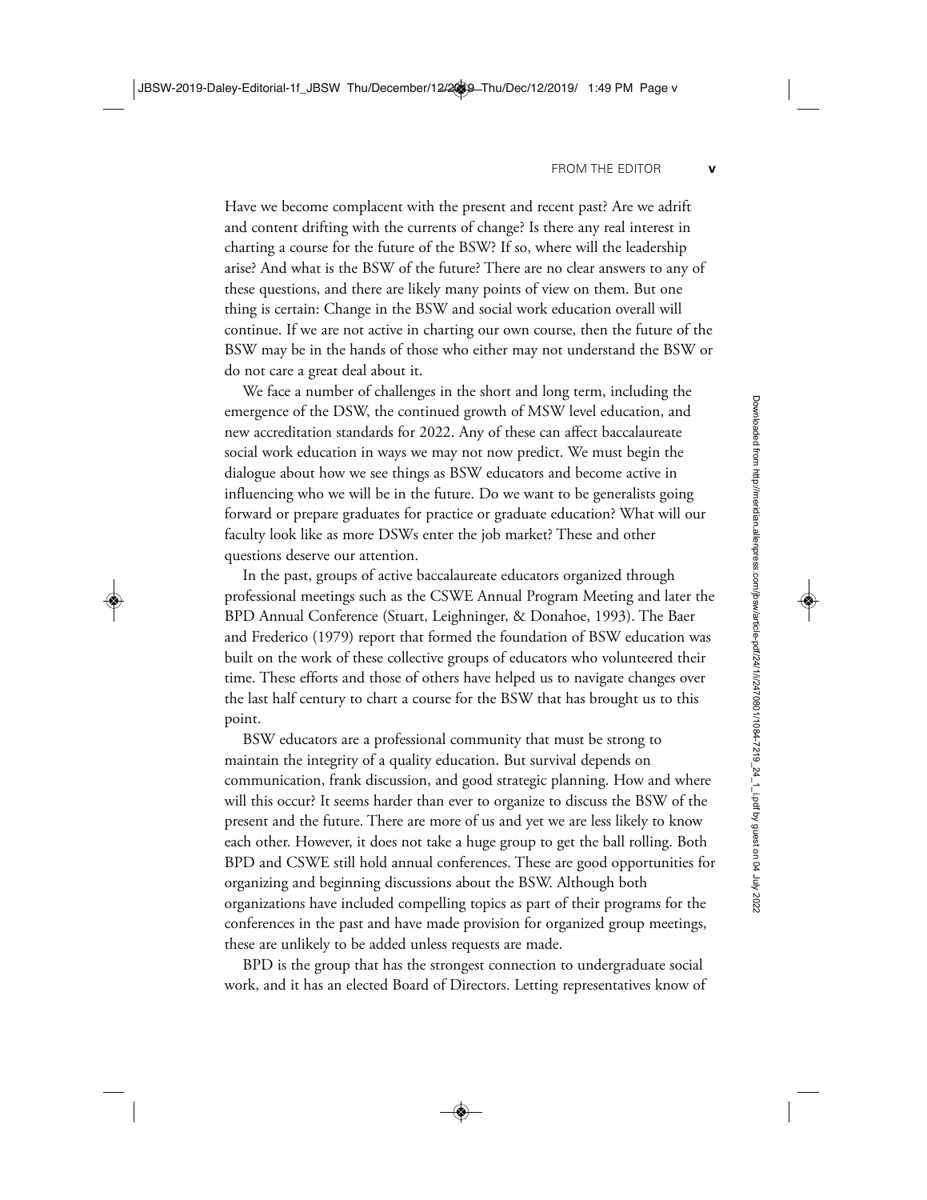Have we become complacent with the present and recent past? Are we adrift and content drifting with the currents of change? Is there any real interest in charting a course for the future of the BSW? If so, where will the leadership arise? And what is the BSW of the future? There are no clear answers to any of these questions, and there are likely many points of view on them. But one thing is certain: Change in the BSW and social work education overall will continue. If we are not active in charting our own course, then the future of the BSW may be in the hands of those who either may not understand the BSW or do not care a great deal about it.

We face a number of challenges in the short and long term, including the emergence of the DSW, the continued growth of MSW level education, and new accreditation standards for 2022. Any of these can affect baccalaureate social work education in ways we may not now predict. We must begin the dialogue about how we see things as BSW educators and become active in influencing who we will be in the future. Do we want to be generalists going forward or prepare graduates for practice or graduate education? What will our faculty look like as more DSWs enter the job market? These and other questions deserve our attention.

In the past, groups of active baccalaureate educators organized through professional meetings such as the CSWE Annual Program Meeting and later the BPD Annual Conference (Stuart, Leighninger, & Donahoe, 1993). The Baer and Frederico (1979) report that formed the foundation of BSW education was built on the work of these collective groups of educators who volunteered their time. These efforts and those of others have helped us to navigate changes over the last half century to chart a course for the BSW that has brought us to this point.

BSW educators are a professional community that must be strong to maintain the integrity of a quality education. But survival depends on communication, frank discussion, and good strategic planning. How and where will this occur? It seems harder than ever to organize to discuss the BSW of the present and the future. There are more of us and yet we are less likely to know each other. However, it does not take a huge group to get the ball rolling. Both BPD and CSWE still hold annual conferences. These are good opportunities for organizing and beginning discussions about the BSW. Although both organizations have included compelling topics as part of their programs for the conferences in the past and have made provision for organized group meetings, these are unlikely to be added unless requests are made.

BPD is the group that has the strongest connection to undergraduate social work, and it has an elected Board of Directors. Letting representatives know of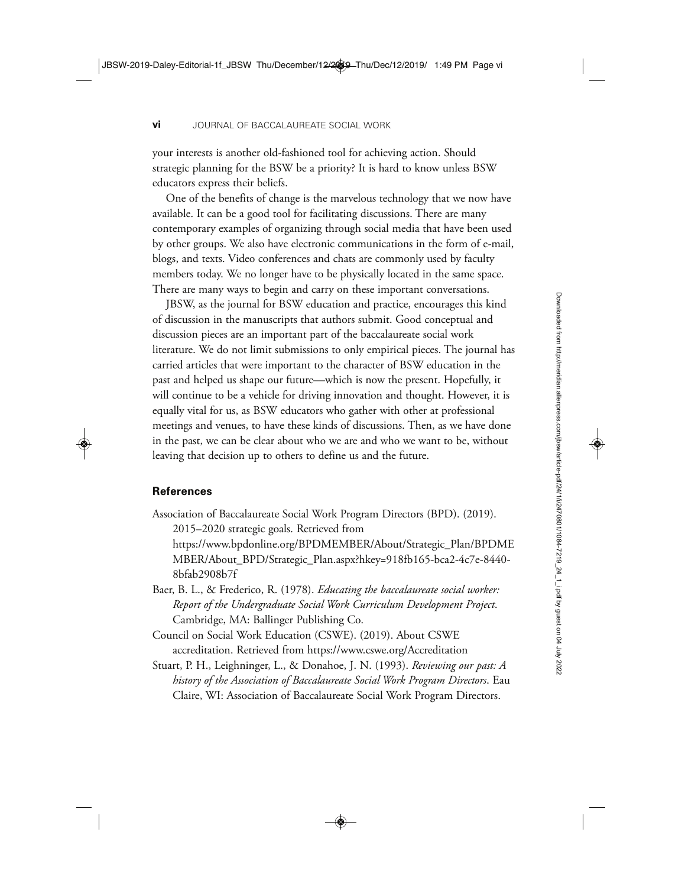your interests is another old-fashioned tool for achieving action. Should strategic planning for the BSW be a priority? It is hard to know unless BSW educators express their beliefs.

One of the benefits of change is the marvelous technology that we now have available. It can be a good tool for facilitating discussions. There are many contemporary examples of organizing through social media that have been used by other groups. We also have electronic communications in the form of e-mail, blogs, and texts. Video conferences and chats are commonly used by faculty members today. We no longer have to be physically located in the same space. There are many ways to begin and carry on these important conversations.

JBSW, as the journal for BSW education and practice, encourages this kind of discussion in the manuscripts that authors submit. Good conceptual and discussion pieces are an important part of the baccalaureate social work literature. We do not limit submissions to only empirical pieces. The journal has carried articles that were important to the character of BSW education in the past and helped us shape our future—which is now the present. Hopefully, it will continue to be a vehicle for driving innovation and thought. However, it is equally vital for us, as BSW educators who gather with other at professional meetings and venues, to have these kinds of discussions. Then, as we have done in the past, we can be clear about who we are and who we want to be, without leaving that decision up to others to define us and the future.

## References

Association of Baccalaureate Social Work Program Directors (BPD). (2019). 2015–2020 strategic goals. Retrieved from https://www.bpdonline.org/BPDMEMBER/About/Strategic_Plan/BPDMEMBER/About_BPD/Strategic_Plan.aspx?hkey=918fb165-bca2-4c7e-8440-8bfab2908b7f

Baer, B. L., & Frederico, R. (1978). *Educating the baccalaureate social worker: Report of the Undergraduate Social Work Curriculum Development Project*. Cambridge, MA: Ballinger Publishing Co.

Council on Social Work Education (CSWE). (2019). About CSWE accreditation. Retrieved from https://www.cswe.org/Accreditation

Stuart, P. H., Leighninger, L., & Donahoe, J. N. (1993). *Reviewing our past: A history of the Association of Baccalaureate Social Work Program Directors*. Eau Claire, WI: Association of Baccalaureate Social Work Program Directors.